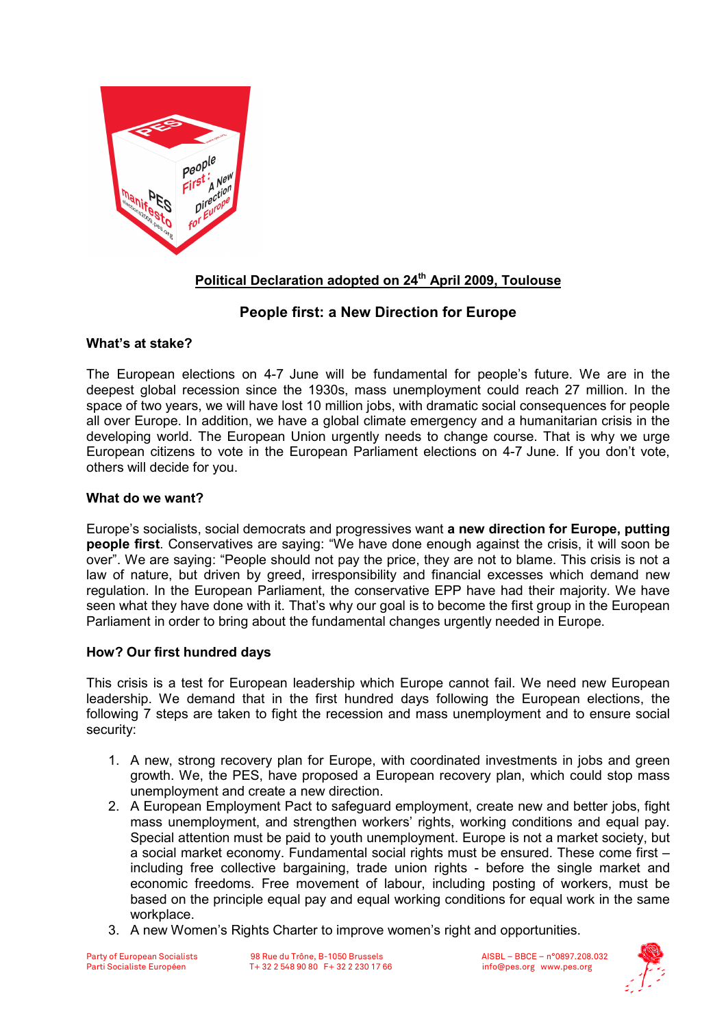**Political Declaration adopted on 24th April 2009, Toulouse**

# People first: a New Direction for Europe

## What's at stake?

The European elections on 4-7 June will be fundamental for people's future. We are in the deepest global recession since the 1930s, mass unemployment could reach 27 million. In the space of two years, we will have lost 10 million jobs, with dramatic social consequences for people all over Europe. In addition, we have a global climate emergency and a humanitarian crisis in the developing world. The European Union urgently needs to change course. That is why we urge European citizens to vote in the European Parliament elections on 4-7 June. If you don't vote, others will decide for you.

## What do we want?

Europe's socialists, social democrats and progressives want **a new direction for Europe, putting people first**. Conservatives are saying: "We have done enough against the crisis, it will soon be over". We are saying: "People should not pay the price, they are not to blame. This crisis is not a law of nature, but driven by greed, irresponsibility and financial excesses which demand new regulation. In the European Parliament, the conservative EPP have had their majority. We have seen what they have done with it. That's why our goal is to become the first group in the European Parliament in order to bring about the fundamental changes urgently needed in Europe.

## How? Our first hundred days

This crisis is a test for European leadership which Europe cannot fail. We need new European leadership. We demand that in the first hundred days following the European elections, the following 7 steps are taken to fight the recession and mass unemployment and to ensure social security:

1. A new, strong recovery plan for Europe, with coordinated investments in jobs and green growth. We, the PES, have proposed a European recovery plan, which could stop mass unemployment and create a new direction.
2. A European Employment Pact to safeguard employment, create new and better jobs, fight mass unemployment, and strengthen workers' rights, working conditions and equal pay. Special attention must be paid to youth unemployment. Europe is not a market society, but a social market economy. Fundamental social rights must be ensured. These come first – including free collective bargaining, trade union rights - before the single market and economic freedoms. Free movement of labour, including posting of workers, must be based on the principle equal pay and equal working conditions for equal work in the same workplace.
3. A new Women's Rights Charter to improve women's right and opportunities.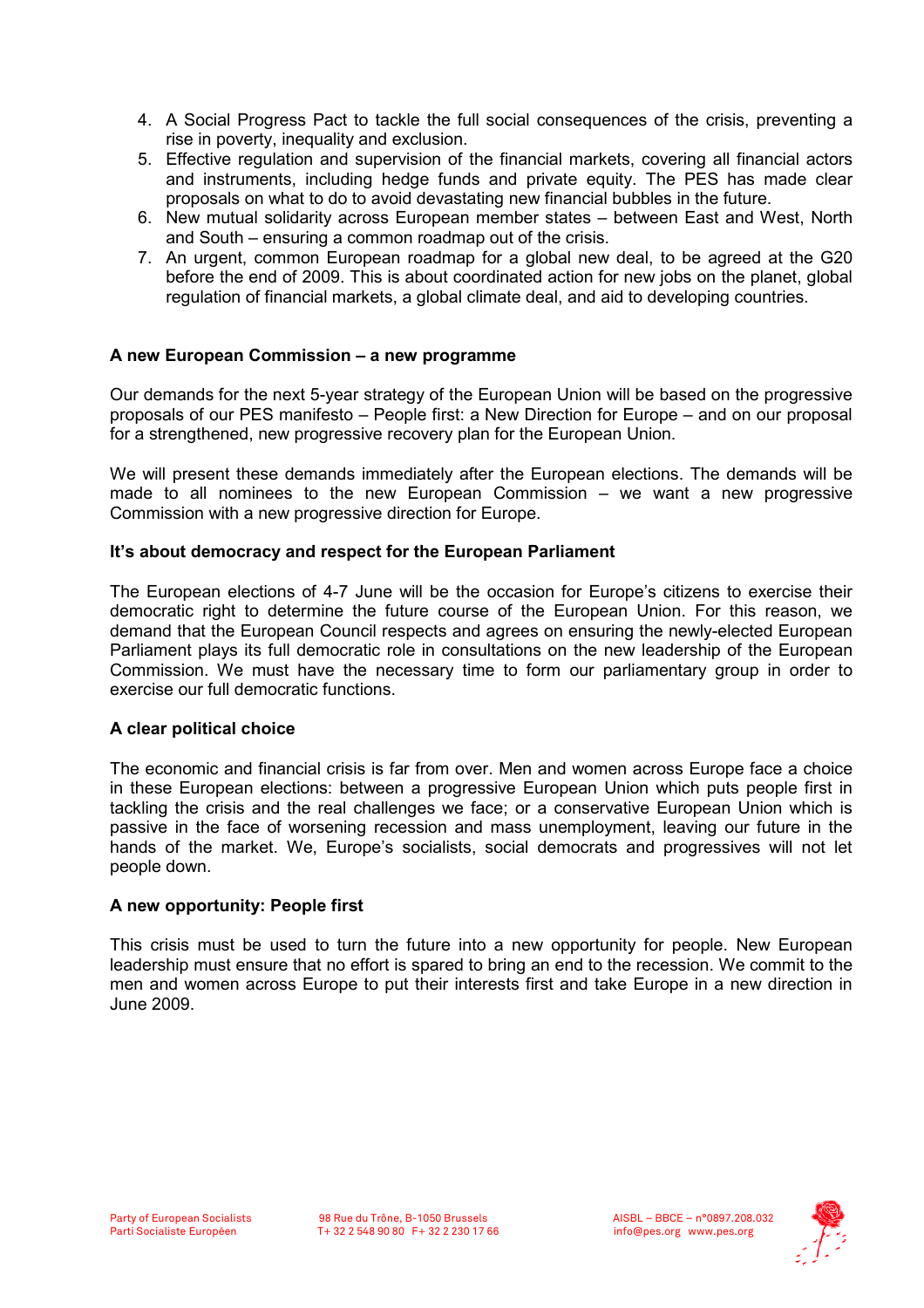4. A Social Progress Pact to tackle the full social consequences of the crisis, preventing a rise in poverty, inequality and exclusion.
5. Effective regulation and supervision of the financial markets, covering all financial actors and instruments, including hedge funds and private equity. The PES has made clear proposals on what to do to avoid devastating new financial bubbles in the future.
6. New mutual solidarity across European member states – between East and West, North and South – ensuring a common roadmap out of the crisis.
7. An urgent, common European roadmap for a global new deal, to be agreed at the G20 before the end of 2009. This is about coordinated action for new jobs on the planet, global regulation of financial markets, a global climate deal, and aid to developing countries.

**A new European Commission – a new programme**

Our demands for the next 5-year strategy of the European Union will be based on the progressive proposals of our PES manifesto – People first: a New Direction for Europe – and on our proposal for a strengthened, new progressive recovery plan for the European Union.

We will present these demands immediately after the European elections. The demands will be made to all nominees to the new European Commission – we want a new progressive Commission with a new progressive direction for Europe.

**It's about democracy and respect for the European Parliament**

The European elections of 4-7 June will be the occasion for Europe's citizens to exercise their democratic right to determine the future course of the European Union. For this reason, we demand that the European Council respects and agrees on ensuring the newly-elected European Parliament plays its full democratic role in consultations on the new leadership of the European Commission. We must have the necessary time to form our parliamentary group in order to exercise our full democratic functions.

**A clear political choice**

The economic and financial crisis is far from over. Men and women across Europe face a choice in these European elections: between a progressive European Union which puts people first in tackling the crisis and the real challenges we face; or a conservative European Union which is passive in the face of worsening recession and mass unemployment, leaving our future in the hands of the market. We, Europe's socialists, social democrats and progressives will not let people down.

**A new opportunity: People first**

This crisis must be used to turn the future into a new opportunity for people. New European leadership must ensure that no effort is spared to bring an end to the recession. We commit to the men and women across Europe to put their interests first and take Europe in a new direction in June 2009.

Party of European Socialists
Parti Socialiste Européen

98 Rue du Trône, B-1050 Brussels
T+ 32 2 548 90 80 F+ 32 2 230 17 66

AISBL – BBCE – n°0897.208.032
info@pes.org www.pes.org